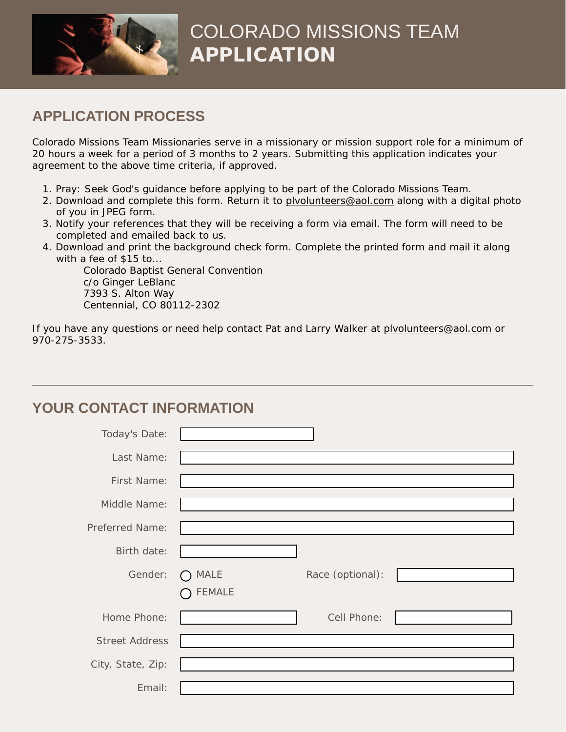# COLORADO MISSIONS TEAM **APPLICATION**

## APPLICATION PROCESS

Colorado Missions Team Missionaries serve in a missionary or mission support role for a minimum of 20 hours a week for a period of 3 months to 2 years. Submitting this application indicates your agreement to the above time criteria, if approved.

1. Pray: Seek God's guidance before applying to be part of the Colorado Missions Team.
2. Download and complete this form. Return it to plvolunteers@aol.com along with a digital photo of you in JPEG form.
3. Notify your references that they will be receiving a form via email. The form will need to be completed and emailed back to us.
4. Download and print the background check form. Complete the printed form and mail it along with a fee of $15 to...
   Colorado Baptist General Convention
   c/o Ginger LeBlanc
   7393 S. Alton Way
   Centennial, CO 80112-2302

If you have any questions or need help contact Pat and Larry Walker at plvolunteers@aol.com or 970-275-3533.

---

## YOUR CONTACT INFORMATION

Today's Date: ____________

Last Name: ____________

First Name: ____________

Middle Name: ____________

Preferred Name: ____________

Birth date: ____________

Gender: ○ MALE ○ FEMALE Race (optional): ____________

Home Phone: ____________ Cell Phone: ____________

Street Address ____________

City, State, Zip: ____________

Email: ____________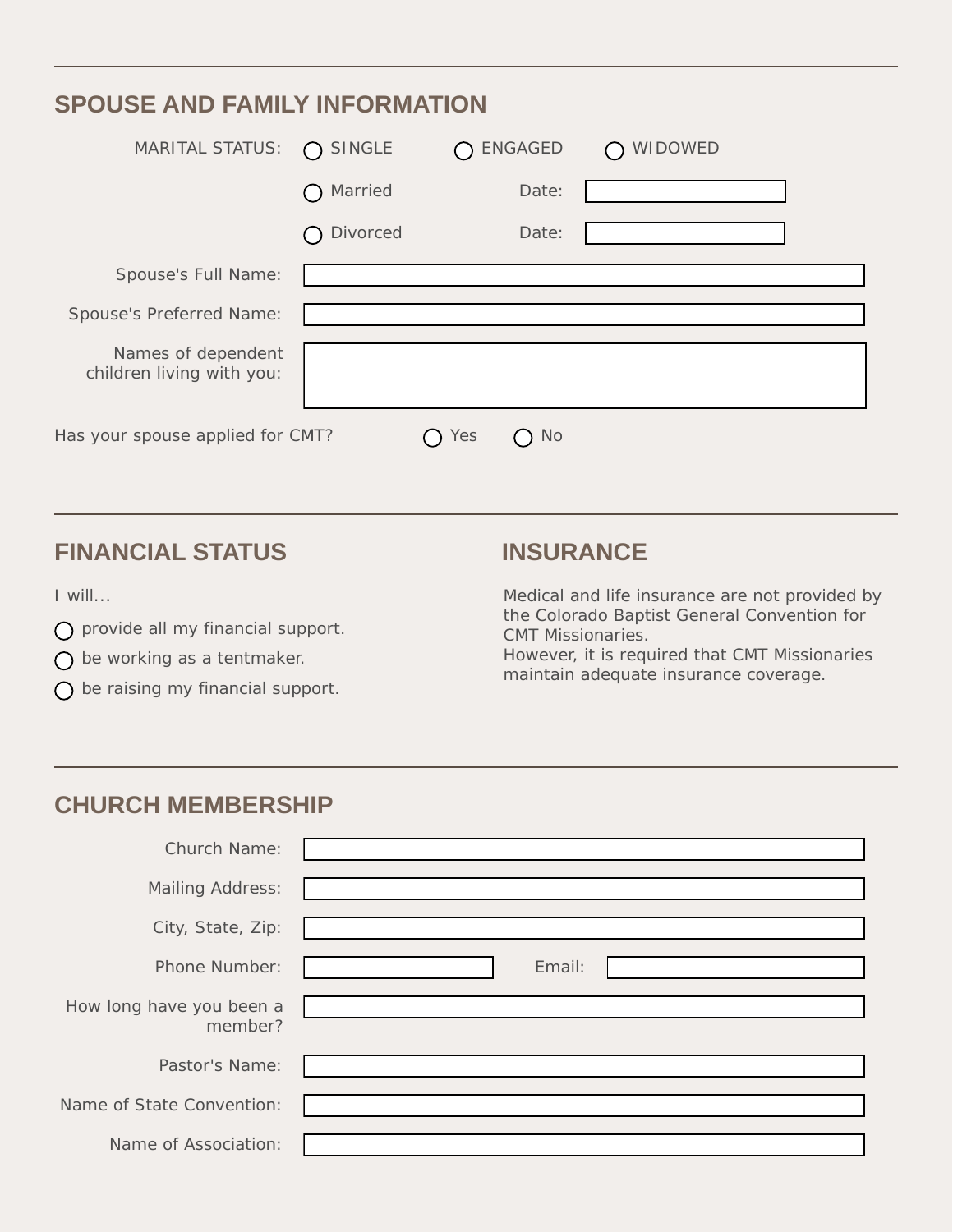## SPOUSE AND FAMILY INFORMATION

MARITAL STATUS: ○ SINGLE ○ ENGAGED ○ WIDOWED

○ Married Date: \_\_\_\_\_\_\_\_\_\_

○ Divorced Date: \_\_\_\_\_\_\_\_\_\_

Spouse's Full Name: \_\_\_\_\_\_\_\_\_\_

Spouse's Preferred Name: \_\_\_\_\_\_\_\_\_\_

Names of dependent children living with you: \_\_\_\_\_\_\_\_\_\_

Has your spouse applied for CMT? ○ Yes ○ No

## FINANCIAL STATUS

I will...

- ○ provide all my financial support.
- ○ be working as a tentmaker.
- ○ be raising my financial support.

## INSURANCE

Medical and life insurance are not provided by the Colorado Baptist General Convention for CMT Missionaries.
However, it is required that CMT Missionaries maintain adequate insurance coverage.

## CHURCH MEMBERSHIP

Church Name: \_\_\_\_\_\_\_\_\_\_

Mailing Address: \_\_\_\_\_\_\_\_\_\_

City, State, Zip: \_\_\_\_\_\_\_\_\_\_

Phone Number: \_\_\_\_\_\_\_\_\_\_ Email: \_\_\_\_\_\_\_\_\_\_

How long have you been a member? \_\_\_\_\_\_\_\_\_\_

Pastor's Name: \_\_\_\_\_\_\_\_\_\_

Name of State Convention: \_\_\_\_\_\_\_\_\_\_

Name of Association: \_\_\_\_\_\_\_\_\_\_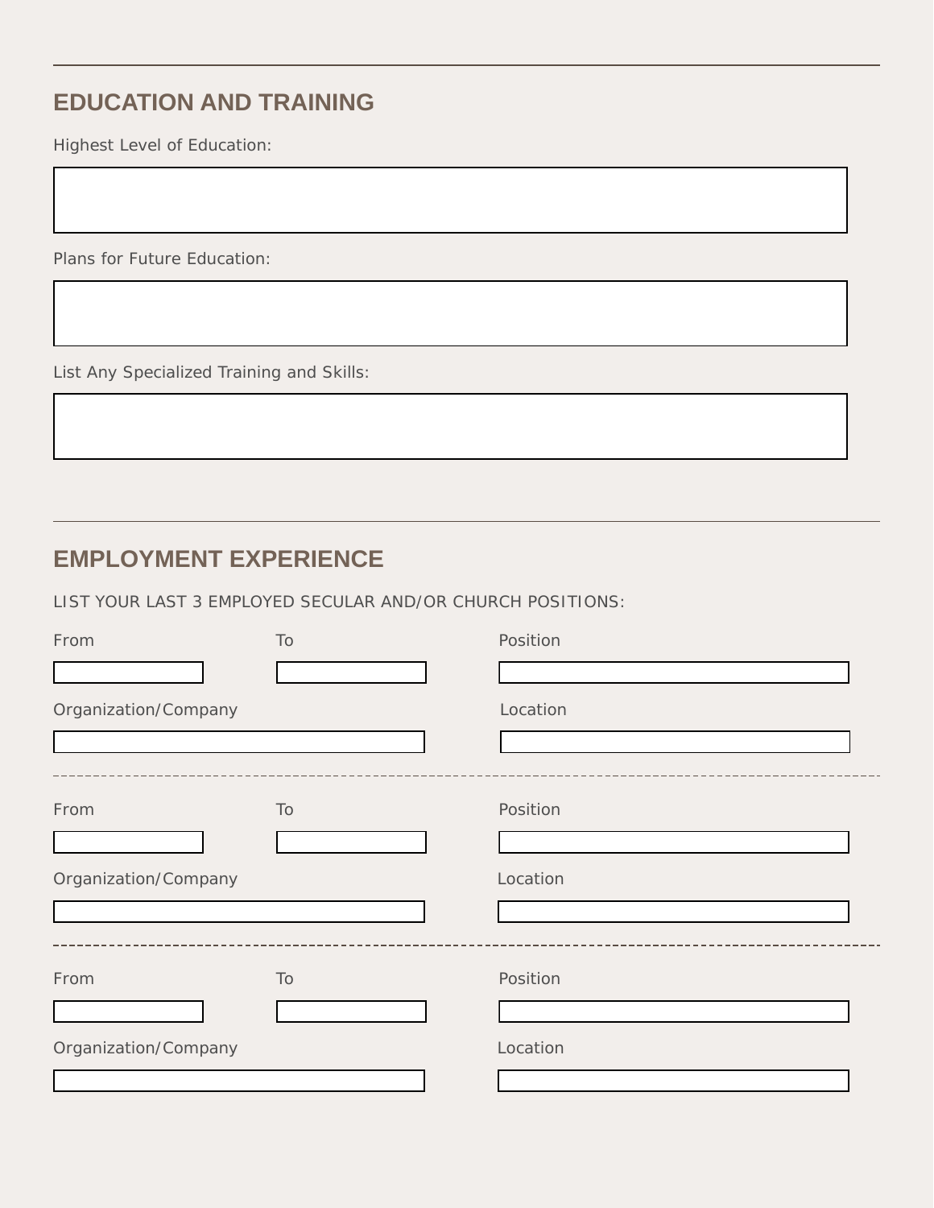## EDUCATION AND TRAINING

Highest Level of Education:

Plans for Future Education:

List Any Specialized Training and Skills:

## EMPLOYMENT EXPERIENCE

LIST YOUR LAST 3 EMPLOYED SECULAR AND/OR CHURCH POSITIONS:

From

To

Position

Organization/Company

Location

---

From

To

Position

Organization/Company

Location

---

From

To

Position

Organization/Company

Location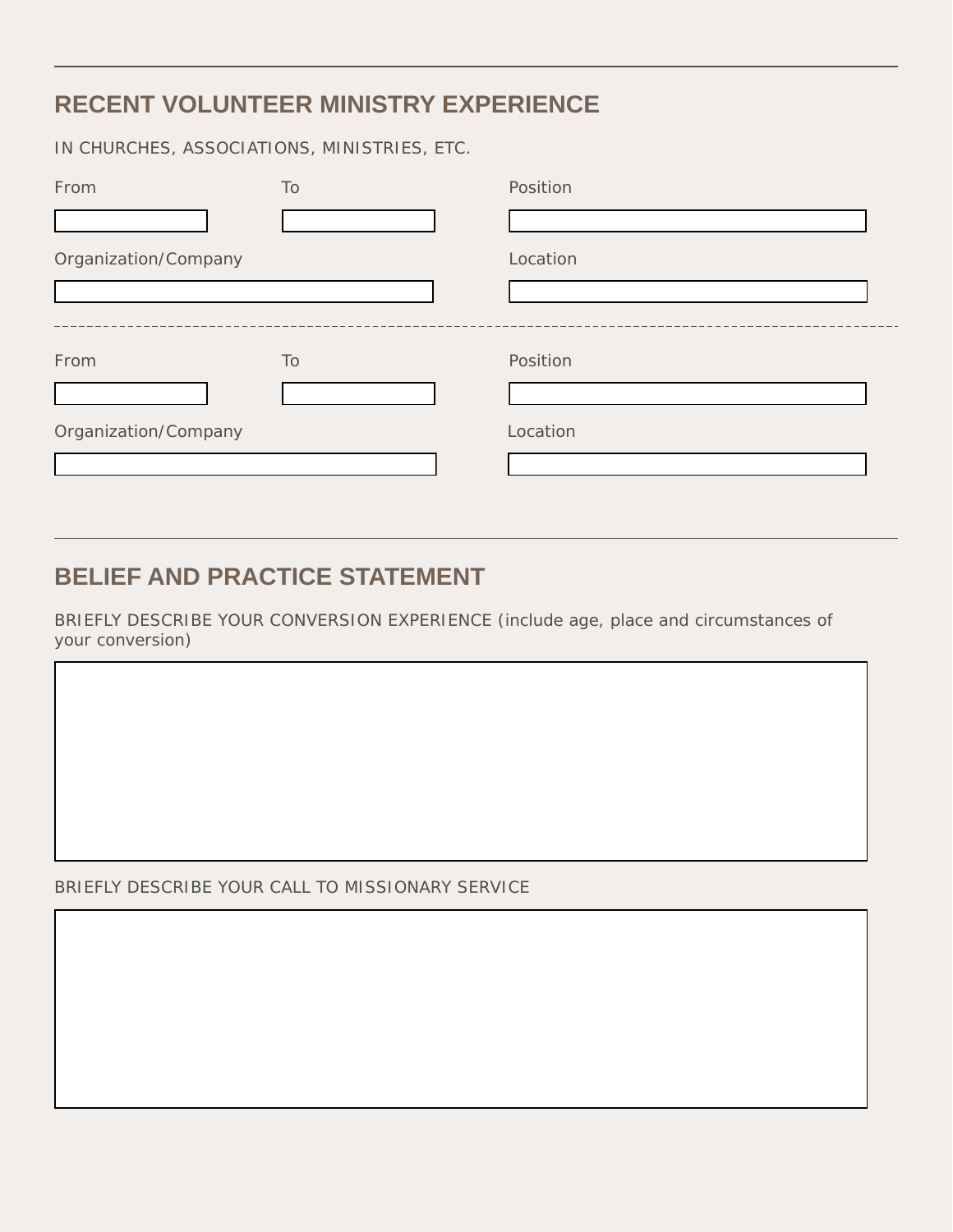## RECENT VOLUNTEER MINISTRY EXPERIENCE

IN CHURCHES, ASSOCIATIONS, MINISTRIES, ETC.

From

To

Position

Organization/Company

Location

---

From

To

Position

Organization/Company

Location

## BELIEF AND PRACTICE STATEMENT

BRIEFLY DESCRIBE YOUR CONVERSION EXPERIENCE (include age, place and circumstances of your conversion)

BRIEFLY DESCRIBE YOUR CALL TO MISSIONARY SERVICE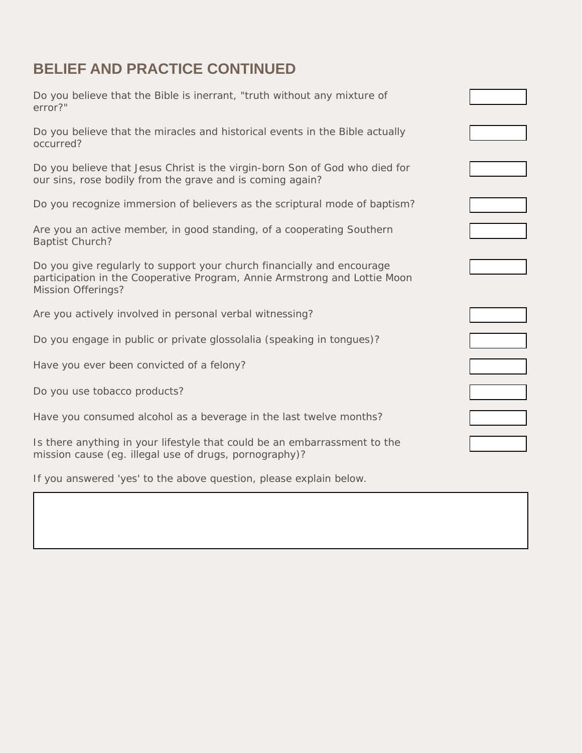## BELIEF AND PRACTICE CONTINUED

Do you believe that the Bible is inerrant, "truth without any mixture of error?"

Do you believe that the miracles and historical events in the Bible actually occurred?

Do you believe that Jesus Christ is the virgin-born Son of God who died for our sins, rose bodily from the grave and is coming again?

Do you recognize immersion of believers as the scriptural mode of baptism?

Are you an active member, in good standing, of a cooperating Southern Baptist Church?

Do you give regularly to support your church financially and encourage participation in the Cooperative Program, Annie Armstrong and Lottie Moon Mission Offerings?

Are you actively involved in personal verbal witnessing?

Do you engage in public or private glossolalia (speaking in tongues)?

Have you ever been convicted of a felony?

Do you use tobacco products?

Have you consumed alcohol as a beverage in the last twelve months?

Is there anything in your lifestyle that could be an embarrassment to the mission cause (eg. illegal use of drugs, pornography)?

If you answered 'yes' to the above question, please explain below.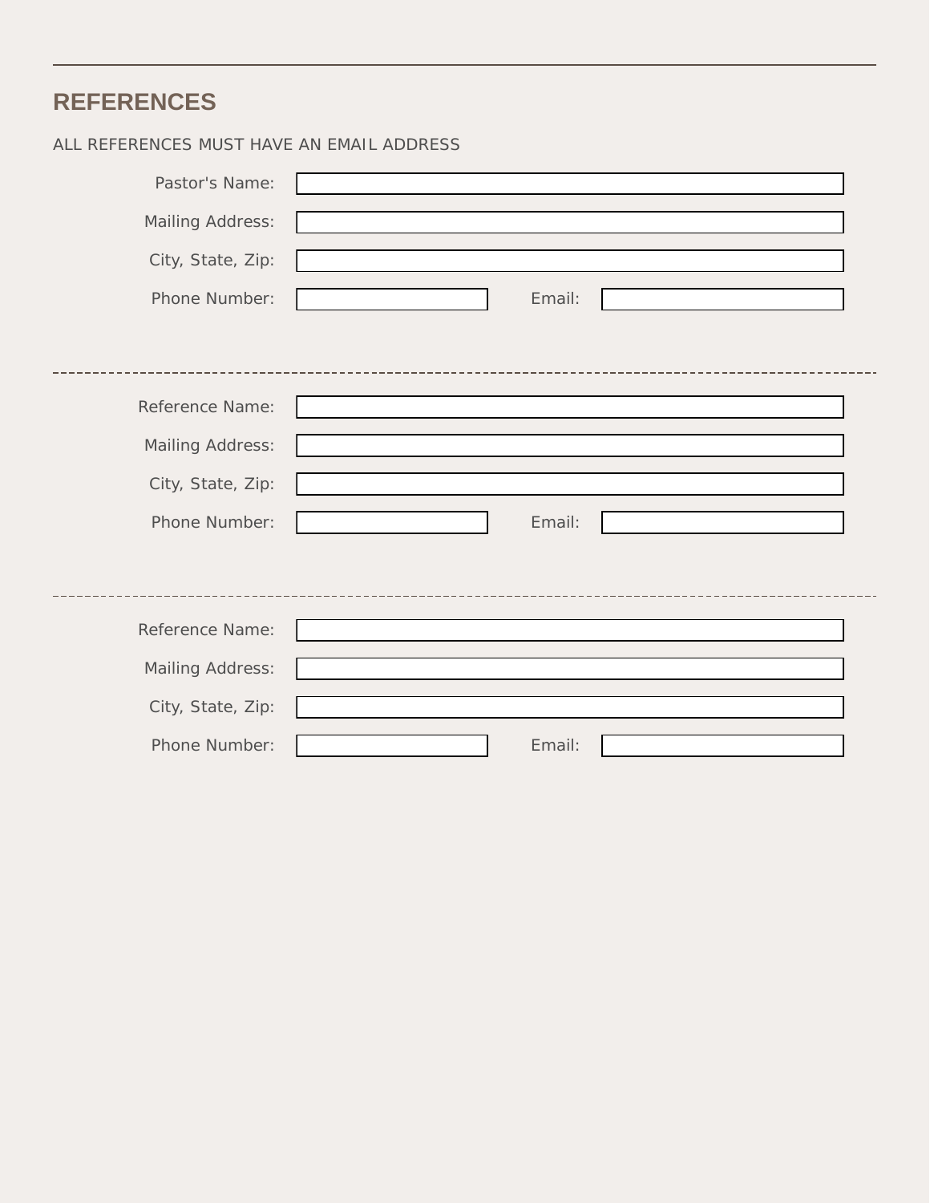## REFERENCES

ALL REFERENCES MUST HAVE AN EMAIL ADDRESS

Pastor's Name:

Mailing Address:

City, State, Zip:

Phone Number: Email:

---

Reference Name:

Mailing Address:

City, State, Zip:

Phone Number: Email:

---

Reference Name:

Mailing Address:

City, State, Zip:

Phone Number: Email: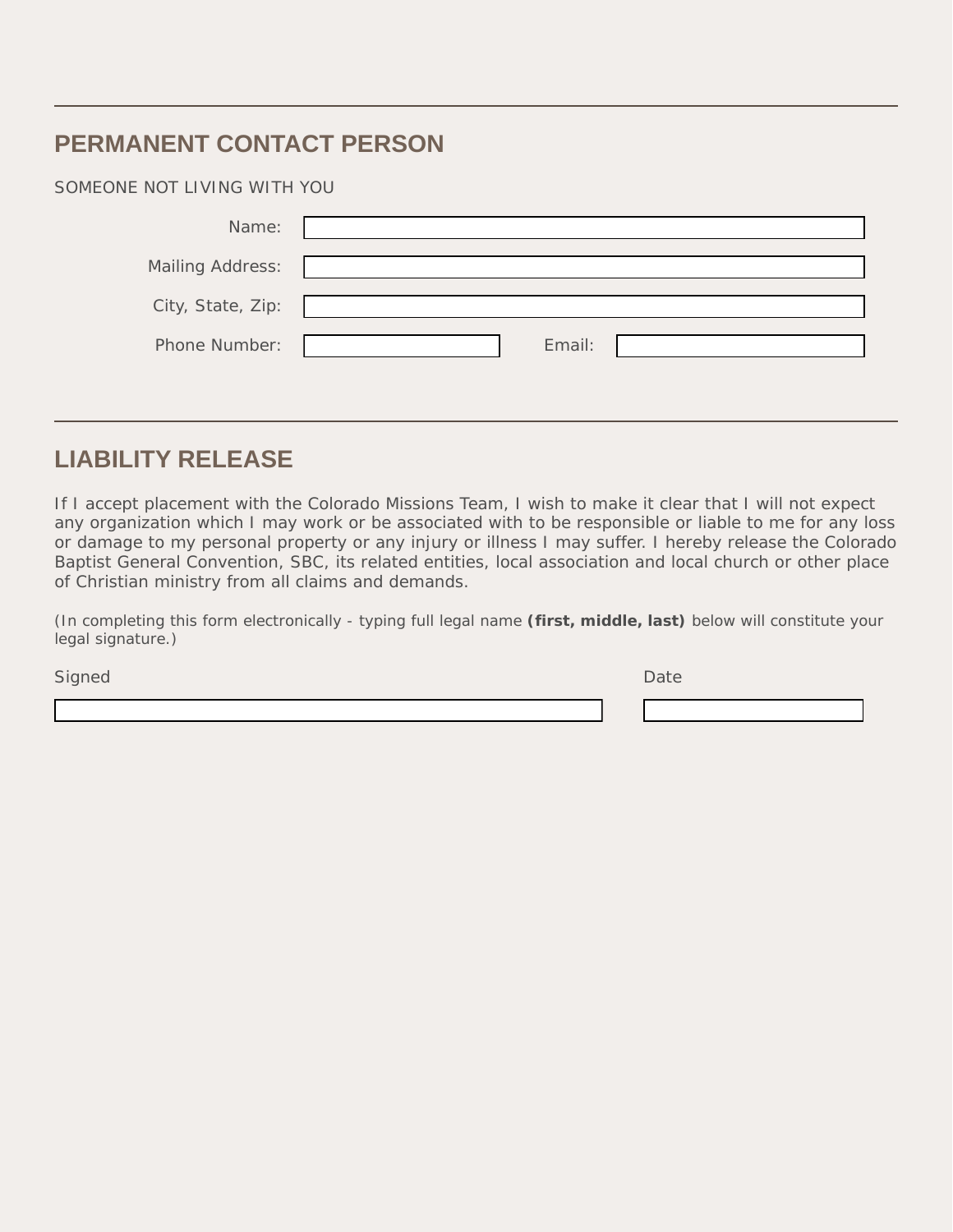## PERMANENT CONTACT PERSON

SOMEONE NOT LIVING WITH YOU

Name:

Mailing Address:

City, State, Zip:

Phone Number: Email:

## LIABILITY RELEASE

If I accept placement with the Colorado Missions Team, I wish to make it clear that I will not expect any organization which I may work or be associated with to be responsible or liable to me for any loss or damage to my personal property or any injury or illness I may suffer. I hereby release the Colorado Baptist General Convention, SBC, its related entities, local association and local church or other place of Christian ministry from all claims and demands.

(In completing this form electronically - typing full legal name **(first, middle, last)** below will constitute your legal signature.)

Signed Date